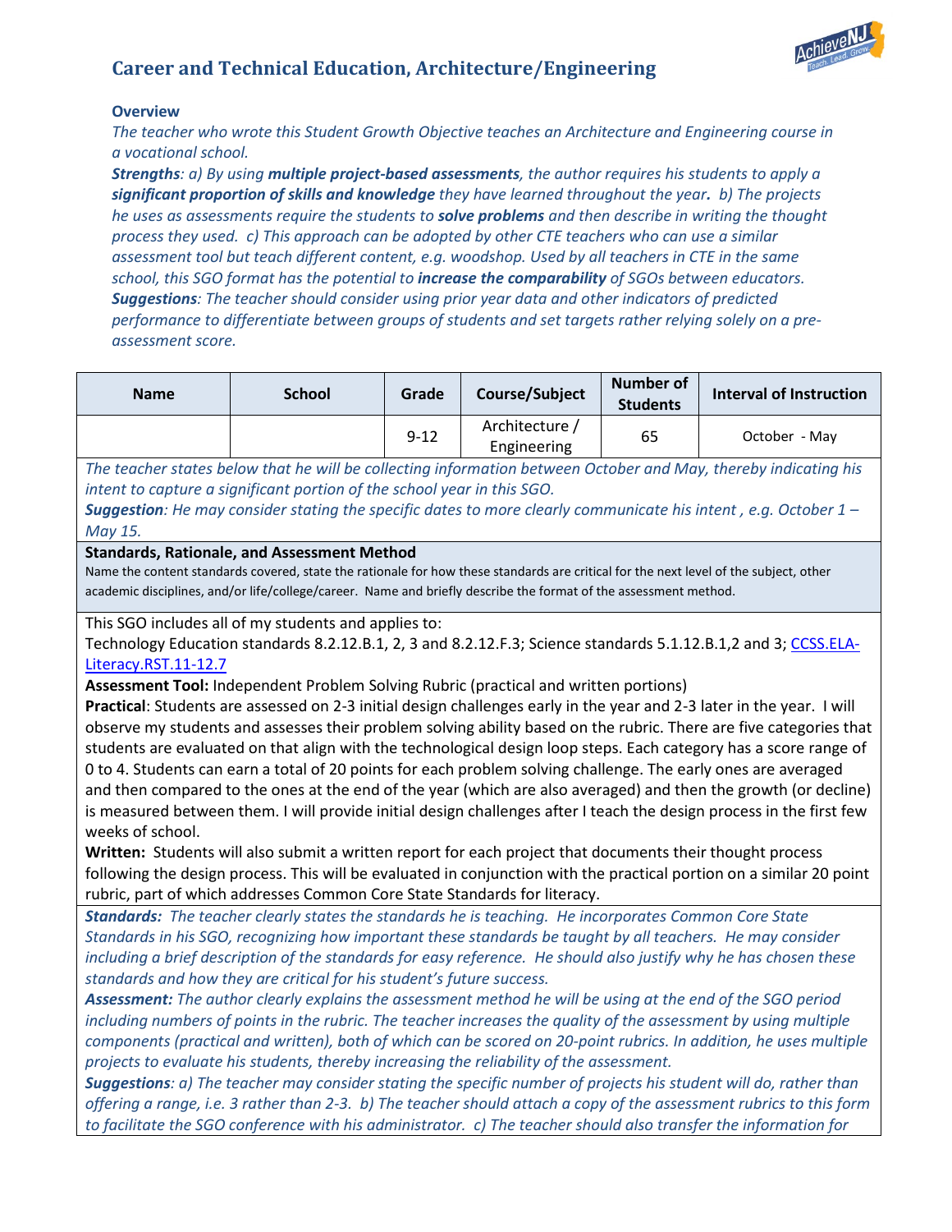# Career and Technical Education, Architecture/Engineering

**Overview**

*The teacher who wrote this Student Growth Objective teaches an Architecture and Engineering course in a vocational school.*

***Strengths****: a) By using* ***multiple project-based assessments****, the author requires his students to apply a* ***significant proportion of skills and knowledge*** *they have learned throughout the year.* *b) The projects he uses as assessments require the students to* ***solve problems*** *and then describe in writing the thought process they used. c) This approach can be adopted by other CTE teachers who can use a similar assessment tool but teach different content, e.g. woodshop. Used by all teachers in CTE in the same school, this SGO format has the potential to* ***increase the comparability*** *of SGOs between educators.*

***Suggestions****: The teacher should consider using prior year data and other indicators of predicted performance to differentiate between groups of students and set targets rather relying solely on a pre-assessment score.*

| Name | School | Grade | Course/Subject | Number of Students | Interval of Instruction |
|---|---|---|---|---|---|
| | | 9-12 | Architecture / Engineering | 65 | October - May |

*The teacher states below that he will be collecting information between October and May, thereby indicating his intent to capture a significant portion of the school year in this SGO.*

***Suggestion****: He may consider stating the specific dates to more clearly communicate his intent , e.g. October 1 – May 15.*

**Standards, Rationale, and Assessment Method**

Name the content standards covered, state the rationale for how these standards are critical for the next level of the subject, other academic disciplines, and/or life/college/career. Name and briefly describe the format of the assessment method.

This SGO includes all of my students and applies to:
Technology Education standards 8.2.12.B.1, 2, 3 and 8.2.12.F.3; Science standards 5.1.12.B.1,2 and 3; CCSS.ELA-Literacy.RST.11-12.7

**Assessment Tool:** Independent Problem Solving Rubric (practical and written portions)

**Practical**: Students are assessed on 2-3 initial design challenges early in the year and 2-3 later in the year. I will observe my students and assesses their problem solving ability based on the rubric. There are five categories that students are evaluated on that align with the technological design loop steps. Each category has a score range of 0 to 4. Students can earn a total of 20 points for each problem solving challenge. The early ones are averaged and then compared to the ones at the end of the year (which are also averaged) and then the growth (or decline) is measured between them. I will provide initial design challenges after I teach the design process in the first few weeks of school.

**Written:** Students will also submit a written report for each project that documents their thought process following the design process. This will be evaluated in conjunction with the practical portion on a similar 20 point rubric, part of which addresses Common Core State Standards for literacy.

***Standards:*** *The teacher clearly states the standards he is teaching. He incorporates Common Core State Standards in his SGO, recognizing how important these standards be taught by all teachers. He may consider including a brief description of the standards for easy reference. He should also justify why he has chosen these standards and how they are critical for his student's future success.*

***Assessment:*** *The author clearly explains the assessment method he will be using at the end of the SGO period including numbers of points in the rubric. The teacher increases the quality of the assessment by using multiple components (practical and written), both of which can be scored on 20-point rubrics. In addition, he uses multiple projects to evaluate his students, thereby increasing the reliability of the assessment.*

***Suggestions****: a) The teacher may consider stating the specific number of projects his student will do, rather than offering a range, i.e. 3 rather than 2-3. b) The teacher should attach a copy of the assessment rubrics to this form to facilitate the SGO conference with his administrator. c) The teacher should also transfer the information for*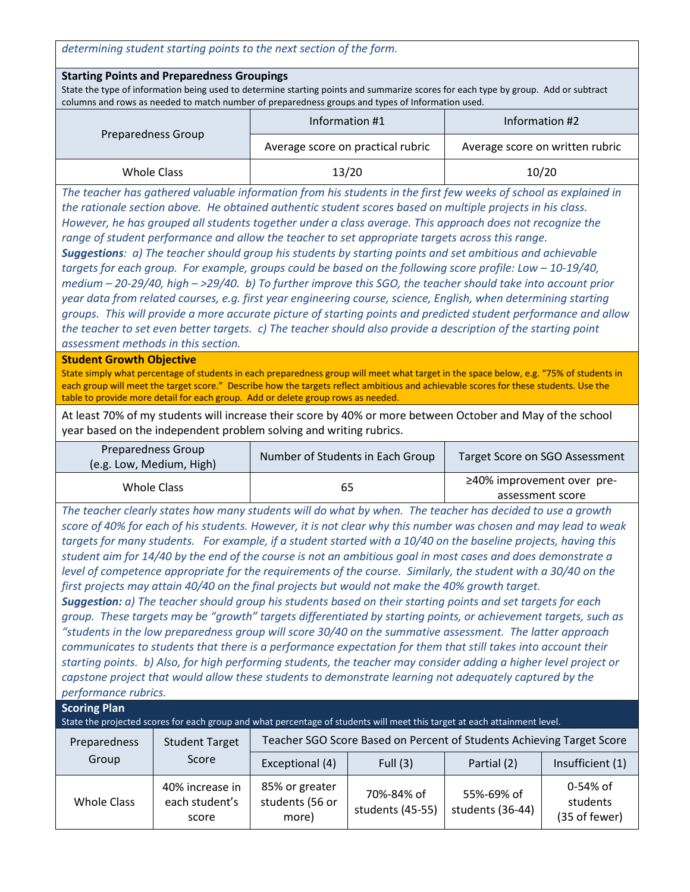*determining student starting points to the next section of the form.*

**Starting Points and Preparedness Groupings**

State the type of information being used to determine starting points and summarize scores for each type by group. Add or subtract columns and rows as needed to match number of preparedness groups and types of Information used.

| Preparedness Group | Information #1 | Information #2 |
|---|---|---|
| | Average score on practical rubric | Average score on written rubric |
| Whole Class | 13/20 | 10/20 |

*The teacher has gathered valuable information from his students in the first few weeks of school as explained in the rationale section above. He obtained authentic student scores based on multiple projects in his class. However, he has grouped all students together under a class average. This approach does not recognize the range of student performance and allow the teacher to set appropriate targets across this range.*

***Suggestions**: a) The teacher should group his students by starting points and set ambitious and achievable targets for each group. For example, groups could be based on the following score profile: Low – 10-19/40, medium – 20-29/40, high – >29/40. b) To further improve this SGO, the teacher should take into account prior year data from related courses, e.g. first year engineering course, science, English, when determining starting groups. This will provide a more accurate picture of starting points and predicted student performance and allow the teacher to set even better targets. c) The teacher should also provide a description of the starting point assessment methods in this section.*

**Student Growth Objective**

State simply what percentage of students in each preparedness group will meet what target in the space below, e.g. "75% of students in each group will meet the target score." Describe how the targets reflect ambitious and achievable scores for these students. Use the table to provide more detail for each group. Add or delete group rows as needed.

At least 70% of my students will increase their score by 40% or more between October and May of the school year based on the independent problem solving and writing rubrics.

| Preparedness Group (e.g. Low, Medium, High) | Number of Students in Each Group | Target Score on SGO Assessment |
|---|---|---|
| Whole Class | 65 | ≥40% improvement over pre-assessment score |

*The teacher clearly states how many students will do what by when. The teacher has decided to use a growth score of 40% for each of his students. However, it is not clear why this number was chosen and may lead to weak targets for many students. For example, if a student started with a 10/40 on the baseline projects, having this student aim for 14/40 by the end of the course is not an ambitious goal in most cases and does demonstrate a level of competence appropriate for the requirements of the course. Similarly, the student with a 30/40 on the first projects may attain 40/40 on the final projects but would not make the 40% growth target.*

***Suggestion:** a) The teacher should group his students based on their starting points and set targets for each group. These targets may be "growth" targets differentiated by starting points, or achievement targets, such as "students in the low preparedness group will score 30/40 on the summative assessment. The latter approach communicates to students that there is a performance expectation for them that still takes into account their starting points. b) Also, for high performing students, the teacher may consider adding a higher level project or capstone project that would allow these students to demonstrate learning not adequately captured by the performance rubrics.*

**Scoring Plan**

State the projected scores for each group and what percentage of students will meet this target at each attainment level.

| Preparedness Group | Student Target Score | Teacher SGO Score Based on Percent of Students Achieving Target Score | | | |
|---|---|---|---|---|---|
| | | Exceptional (4) | Full (3) | Partial (2) | Insufficient (1) |
| Whole Class | 40% increase in each student's score | 85% or greater students (56 or more) | 70%-84% of students (45-55) | 55%-69% of students (36-44) | 0-54% of students (35 of fewer) |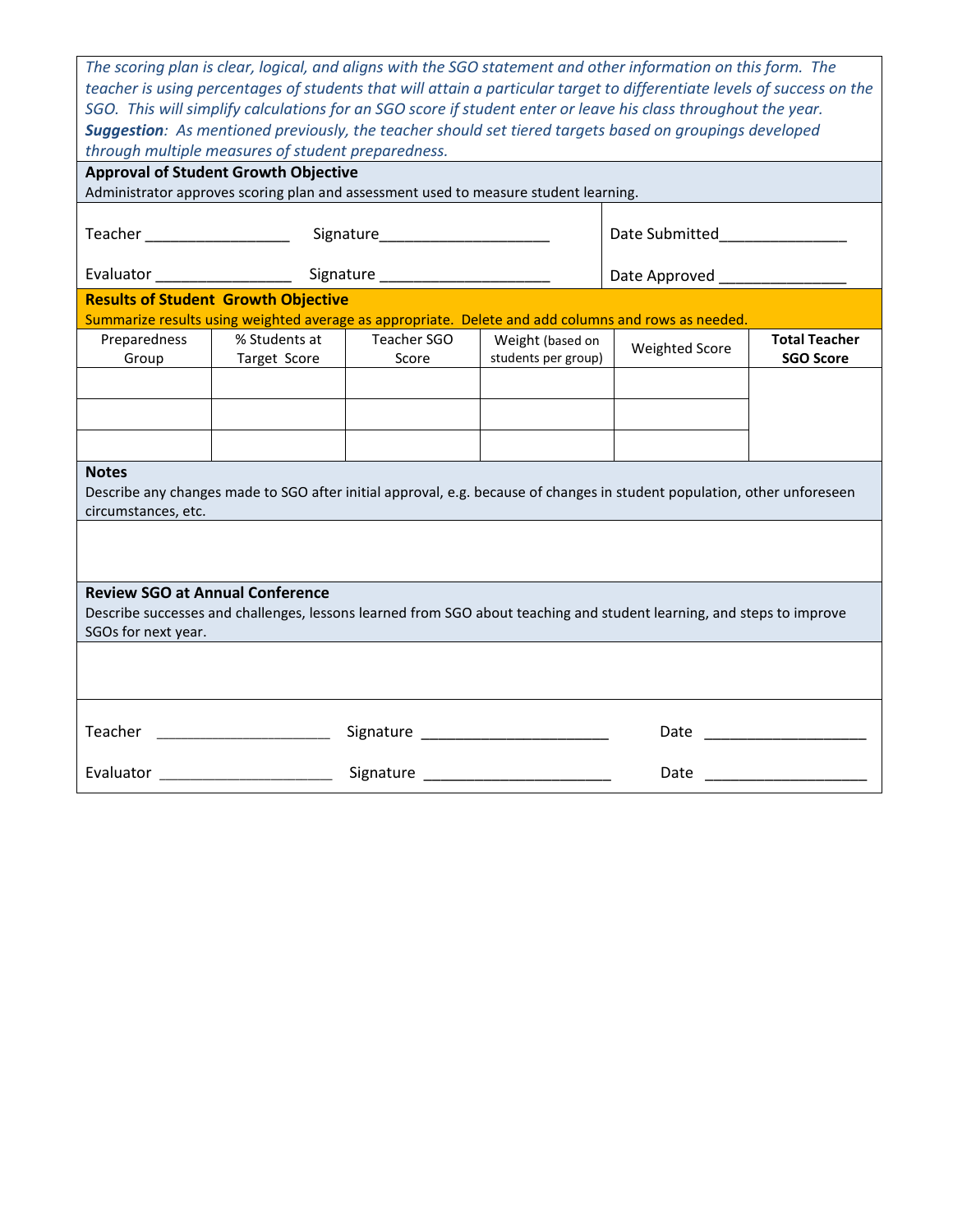*The scoring plan is clear, logical, and aligns with the SGO statement and other information on this form. The teacher is using percentages of students that will attain a particular target to differentiate levels of success on the SGO. This will simplify calculations for an SGO score if student enter or leave his class throughout the year.*
***Suggestion**: As mentioned previously, the teacher should set tiered targets based on groupings developed through multiple measures of student preparedness.*

**Approval of Student Growth Objective**

Administrator approves scoring plan and assessment used to measure student learning.

Teacher _________________ Signature____________________ Date Submitted_______________

Evaluator ________________ Signature ____________________ Date Approved _______________

**Results of Student Growth Objective**

Summarize results using weighted average as appropriate. Delete and add columns and rows as needed.

| Preparedness Group | % Students at Target Score | Teacher SGO Score | Weight (based on students per group) | Weighted Score | **Total Teacher SGO Score** |
|---|---|---|---|---|---|
| | | | | | |
| | | | | | |
| | | | | | |

**Notes**

Describe any changes made to SGO after initial approval, e.g. because of changes in student population, other unforeseen circumstances, etc.

**Review SGO at Annual Conference**

Describe successes and challenges, lessons learned from SGO about teaching and student learning, and steps to improve SGOs for next year.

Teacher _____________________ Signature ______________________ Date ___________________

Evaluator _____________________ Signature ______________________ Date ___________________